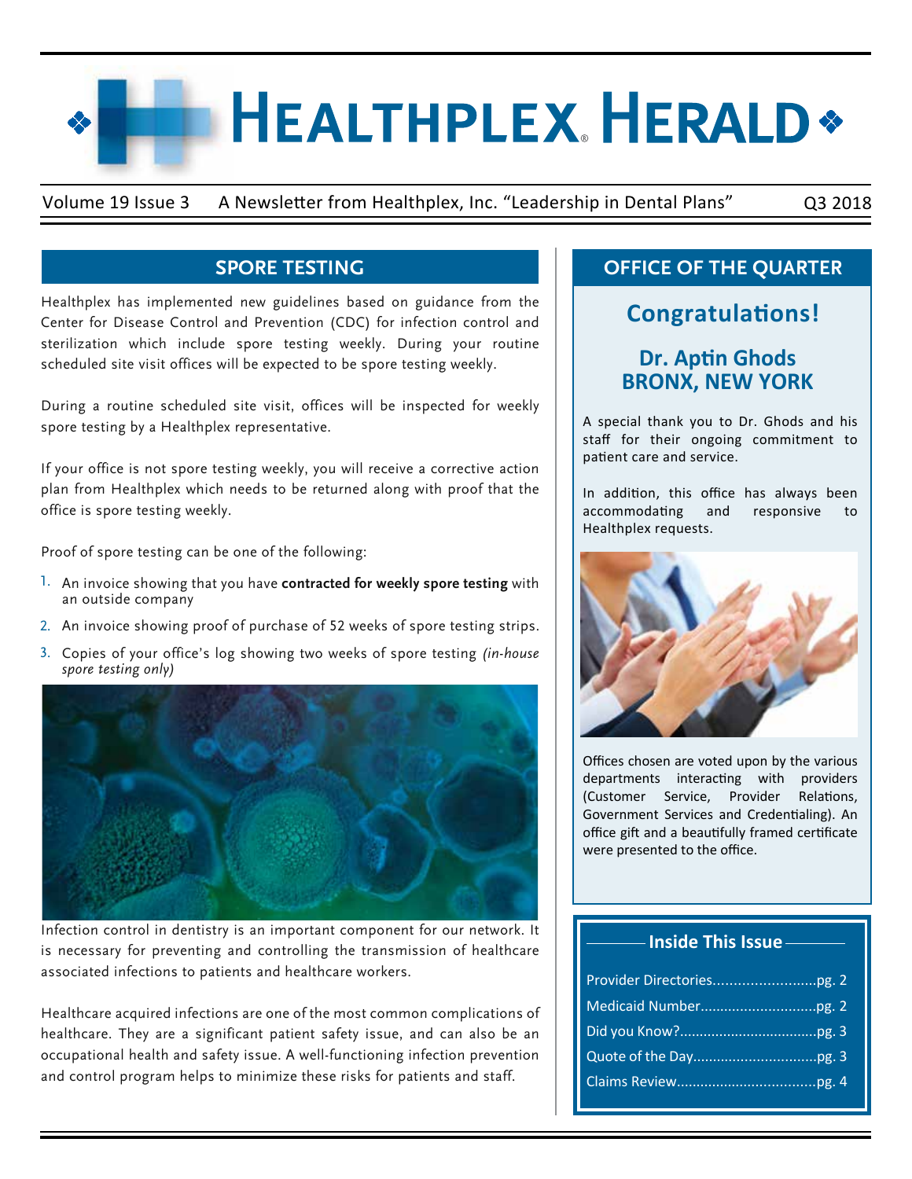# Healthplex® Herald

Volume 19 Issue 3 A Newsletter from Healthplex, Inc. "Leadership in Dental Plans" Q3 2018

## SPORE TESTING

Healthplex has implemented new guidelines based on guidance from the Center for Disease Control and Prevention (CDC) for infection control and sterilization which include spore testing weekly. During your routine scheduled site visit offices will be expected to be spore testing weekly.

During a routine scheduled site visit, offices will be inspected for weekly spore testing by a Healthplex representative.

If your office is not spore testing weekly, you will receive a corrective action plan from Healthplex which needs to be returned along with proof that the office is spore testing weekly.

Proof of spore testing can be one of the following:

1. An invoice showing that you have **contracted for weekly spore testing** with an outside company
2. An invoice showing proof of purchase of 52 weeks of spore testing strips.
3. Copies of your office's log showing two weeks of spore testing *(in-house spore testing only)*

Infection control in dentistry is an important component for our network. It is necessary for preventing and controlling the transmission of healthcare associated infections to patients and healthcare workers.

Healthcare acquired infections are one of the most common complications of healthcare. They are a significant patient safety issue, and can also be an occupational health and safety issue. A well-functioning infection prevention and control program helps to minimize these risks for patients and staff.

## OFFICE OF THE QUARTER

### Congratulations!

### Dr. Aptin Ghods
### BRONX, NEW YORK

A special thank you to Dr. Ghods and his staff for their ongoing commitment to patient care and service.

In addition, this office has always been accommodating and responsive to Healthplex requests.

Offices chosen are voted upon by the various departments interacting with providers (Customer Service, Provider Relations, Government Services and Credentialing). An office gift and a beautifully framed certificate were presented to the office.

### Inside This Issue

- Provider Directories..........................pg. 2
- Medicaid Number.............................pg. 2
- Did you Know?...................................pg. 3
- Quote of the Day...............................pg. 3
- Claims Review...................................pg. 4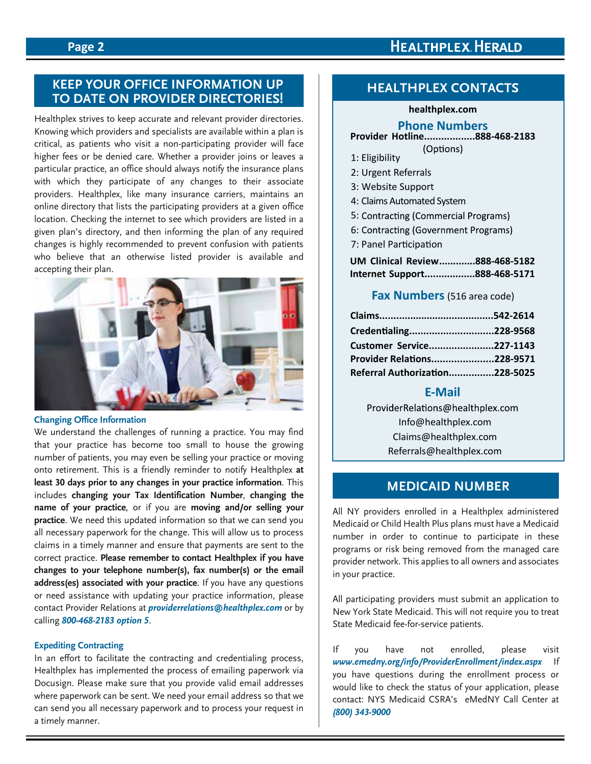## KEEP YOUR OFFICE INFORMATION UP TO DATE ON PROVIDER DIRECTORIES!

Healthplex strives to keep accurate and relevant provider directories. Knowing which providers and specialists are available within a plan is critical, as patients who visit a non-participating provider will face higher fees or be denied care. Whether a provider joins or leaves a particular practice, an office should always notify the insurance plans with which they participate of any changes to their associate providers. Healthplex, like many insurance carriers, maintains an online directory that lists the participating providers at a given office location. Checking the internet to see which providers are listed in a given plan's directory, and then informing the plan of any required changes is highly recommended to prevent confusion with patients who believe that an otherwise listed provider is available and accepting their plan.

### Changing Office Information

We understand the challenges of running a practice. You may find that your practice has become too small to house the growing number of patients, you may even be selling your practice or moving onto retirement. This is a friendly reminder to notify Healthplex **at least 30 days prior to any changes in your practice information**. This includes **changing your Tax Identification Number**, **changing the name of your practice**, or if you are **moving and/or selling your practice**. We need this updated information so that we can send you all necessary paperwork for the change. This will allow us to process claims in a timely manner and ensure that payments are sent to the correct practice. **Please remember to contact Healthplex if you have changes to your telephone number(s), fax number(s) or the email address(es) associated with your practice**. If you have any questions or need assistance with updating your practice information, please contact Provider Relations at ***providerrelations@healthplex.com*** or by calling ***800-468-2183 option 5***.

### Expediting Contracting

In an effort to facilitate the contracting and credentialing process, Healthplex has implemented the process of emailing paperwork via Docusign. Please make sure that you provide valid email addresses where paperwork can be sent. We need your email address so that we can send you all necessary paperwork and to process your request in a timely manner.

## HEALTHPLEX CONTACTS

**healthplex.com**

### Phone Numbers

**Provider Hotline..................888-468-2183**

(Options)

1: Eligibility
2: Urgent Referrals
3: Website Support
4: Claims Automated System
5: Contracting (Commercial Programs)
6: Contracting (Government Programs)
7: Panel Participation

**UM Clinical Review.............888-468-5182**
**Internet Support..................888-468-5171**

### Fax Numbers (516 area code)

**Claims.........................................542-2614**
**Credentialing..............................228-9568**
**Customer Service.......................227-1143**
**Provider Relations......................228-9571**
**Referral Authorization................228-5025**

### E-Mail

ProviderRelations@healthplex.com
Info@healthplex.com
Claims@healthplex.com
Referrals@healthplex.com

## MEDICAID NUMBER

All NY providers enrolled in a Healthplex administered Medicaid or Child Health Plus plans must have a Medicaid number in order to continue to participate in these programs or risk being removed from the managed care provider network. This applies to all owners and associates in your practice.

All participating providers must submit an application to New York State Medicaid. This will not require you to treat State Medicaid fee-for-service patients.

If you have not enrolled, please visit ***www.emedny.org/info/ProviderEnrollment/index.aspx*** If you have questions during the enrollment process or would like to check the status of your application, please contact: NYS Medicaid CSRA's eMedNY Call Center at ***(800) 343-9000***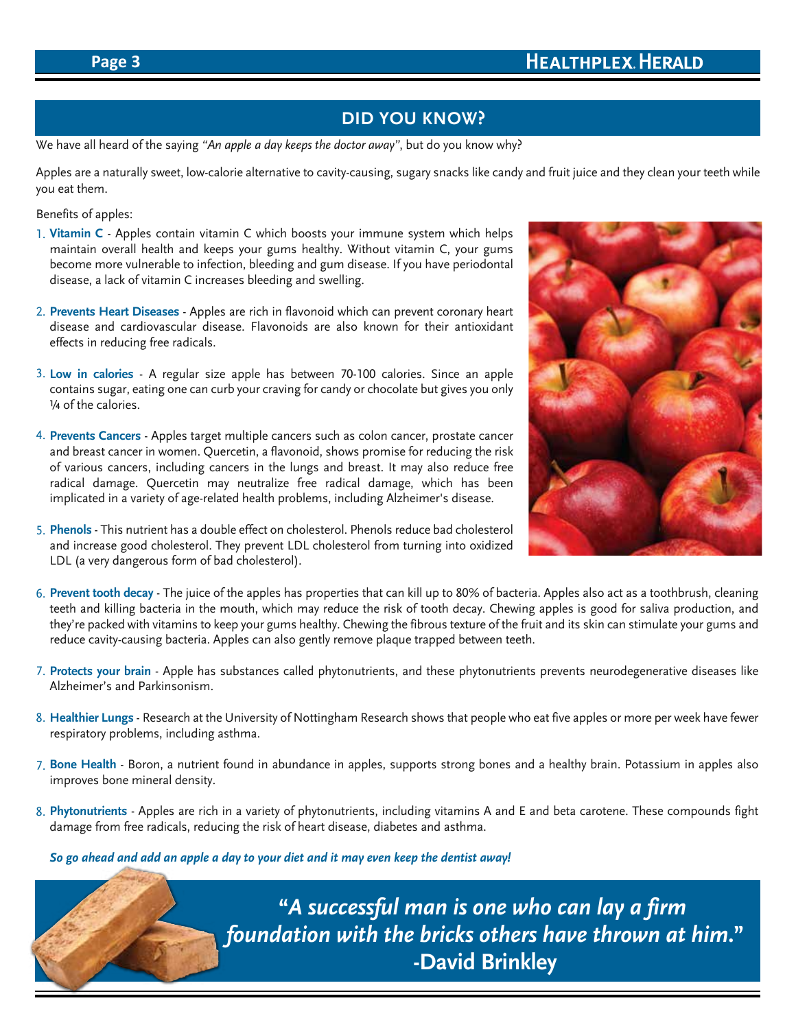## DID YOU KNOW?

We have all heard of the saying *"An apple a day keeps the doctor away"*, but do you know why?

Apples are a naturally sweet, low-calorie alternative to cavity-causing, sugary snacks like candy and fruit juice and they clean your teeth while you eat them.

Benefits of apples:

1. **Vitamin C** - Apples contain vitamin C which boosts your immune system which helps maintain overall health and keeps your gums healthy. Without vitamin C, your gums become more vulnerable to infection, bleeding and gum disease. If you have periodontal disease, a lack of vitamin C increases bleeding and swelling.

2. **Prevents Heart Diseases** - Apples are rich in flavonoid which can prevent coronary heart disease and cardiovascular disease. Flavonoids are also known for their antioxidant effects in reducing free radicals.

3. **Low in calories** - A regular size apple has between 70-100 calories. Since an apple contains sugar, eating one can curb your craving for candy or chocolate but gives you only ¼ of the calories.

4. **Prevents Cancers** - Apples target multiple cancers such as colon cancer, prostate cancer and breast cancer in women. Quercetin, a flavonoid, shows promise for reducing the risk of various cancers, including cancers in the lungs and breast. It may also reduce free radical damage. Quercetin may neutralize free radical damage, which has been implicated in a variety of age-related health problems, including Alzheimer's disease.

5. **Phenols** - This nutrient has a double effect on cholesterol. Phenols reduce bad cholesterol and increase good cholesterol. They prevent LDL cholesterol from turning into oxidized LDL (a very dangerous form of bad cholesterol).

6. **Prevent tooth decay** - The juice of the apples has properties that can kill up to 80% of bacteria. Apples also act as a toothbrush, cleaning teeth and killing bacteria in the mouth, which may reduce the risk of tooth decay. Chewing apples is good for saliva production, and they're packed with vitamins to keep your gums healthy. Chewing the fibrous texture of the fruit and its skin can stimulate your gums and reduce cavity-causing bacteria. Apples can also gently remove plaque trapped between teeth.

7. **Protects your brain** - Apple has substances called phytonutrients, and these phytonutrients prevents neurodegenerative diseases like Alzheimer's and Parkinsonism.

8. **Healthier Lungs** - Research at the University of Nottingham Research shows that people who eat five apples or more per week have fewer respiratory problems, including asthma.

7. **Bone Health** - Boron, a nutrient found in abundance in apples, supports strong bones and a healthy brain. Potassium in apples also improves bone mineral density.

8. **Phytonutrients** - Apples are rich in a variety of phytonutrients, including vitamins A and E and beta carotene. These compounds fight damage from free radicals, reducing the risk of heart disease, diabetes and asthma.

***So go ahead and add an apple a day to your diet and it may even keep the dentist away!***

> ***"A successful man is one who can lay a firm foundation with the bricks others have thrown at him."***
> **-David Brinkley**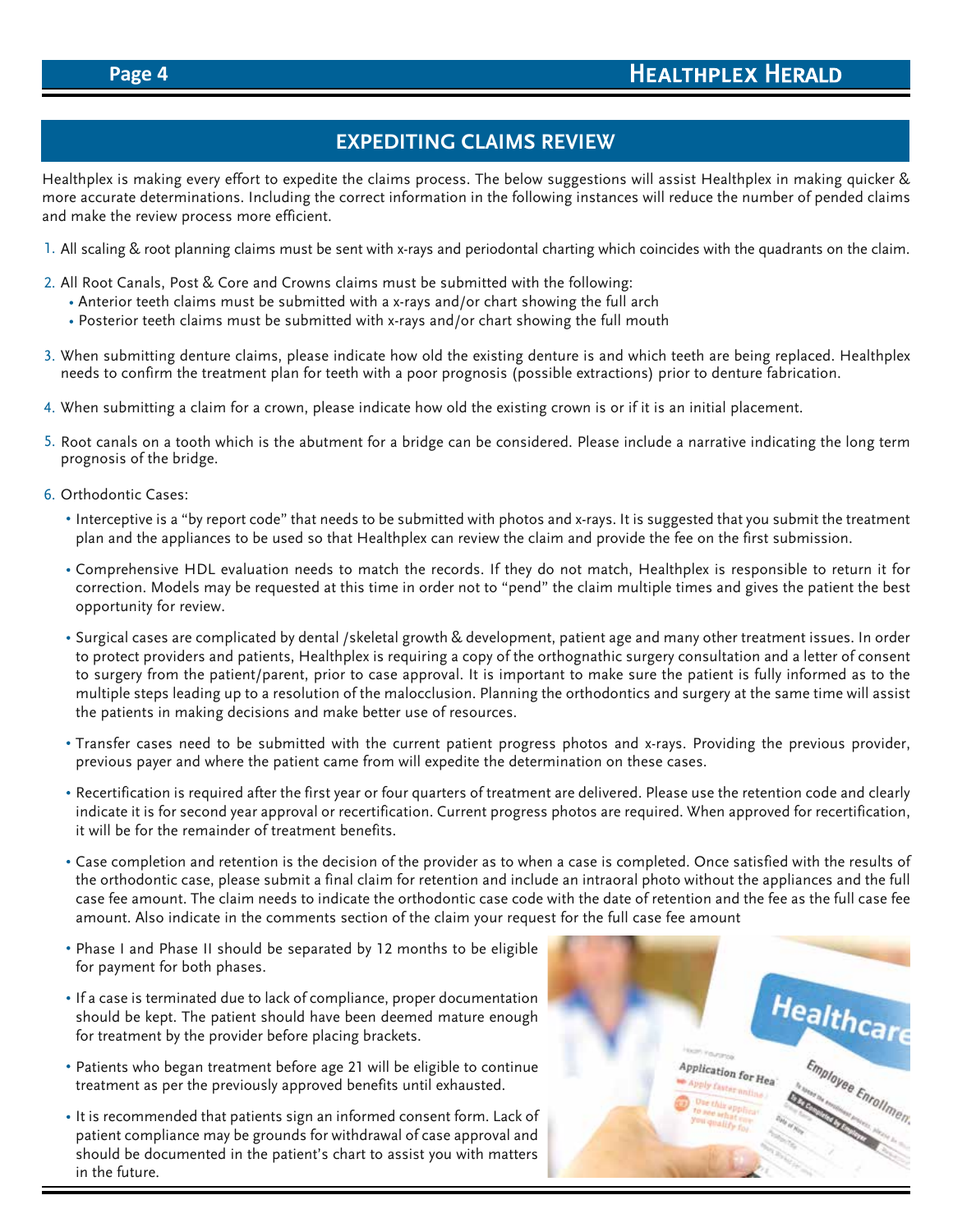## EXPEDITING CLAIMS REVIEW

Healthplex is making every effort to expedite the claims process. The below suggestions will assist Healthplex in making quicker & more accurate determinations. Including the correct information in the following instances will reduce the number of pended claims and make the review process more efficient.

1. All scaling & root planning claims must be sent with x-rays and periodontal charting which coincides with the quadrants on the claim.

2. All Root Canals, Post & Core and Crowns claims must be submitted with the following:
   - Anterior teeth claims must be submitted with a x-rays and/or chart showing the full arch
   - Posterior teeth claims must be submitted with x-rays and/or chart showing the full mouth

3. When submitting denture claims, please indicate how old the existing denture is and which teeth are being replaced. Healthplex needs to confirm the treatment plan for teeth with a poor prognosis (possible extractions) prior to denture fabrication.

4. When submitting a claim for a crown, please indicate how old the existing crown is or if it is an initial placement.

5. Root canals on a tooth which is the abutment for a bridge can be considered. Please include a narrative indicating the long term prognosis of the bridge.

6. Orthodontic Cases:
   - Interceptive is a "by report code" that needs to be submitted with photos and x-rays. It is suggested that you submit the treatment plan and the appliances to be used so that Healthplex can review the claim and provide the fee on the first submission.
   - Comprehensive HDL evaluation needs to match the records. If they do not match, Healthplex is responsible to return it for correction. Models may be requested at this time in order not to "pend" the claim multiple times and gives the patient the best opportunity for review.
   - Surgical cases are complicated by dental /skeletal growth & development, patient age and many other treatment issues. In order to protect providers and patients, Healthplex is requiring a copy of the orthognathic surgery consultation and a letter of consent to surgery from the patient/parent, prior to case approval. It is important to make sure the patient is fully informed as to the multiple steps leading up to a resolution of the malocclusion. Planning the orthodontics and surgery at the same time will assist the patients in making decisions and make better use of resources.
   - Transfer cases need to be submitted with the current patient progress photos and x-rays. Providing the previous provider, previous payer and where the patient came from will expedite the determination on these cases.
   - Recertification is required after the first year or four quarters of treatment are delivered. Please use the retention code and clearly indicate it is for second year approval or recertification. Current progress photos are required. When approved for recertification, it will be for the remainder of treatment benefits.
   - Case completion and retention is the decision of the provider as to when a case is completed. Once satisfied with the results of the orthodontic case, please submit a final claim for retention and include an intraoral photo without the appliances and the full case fee amount. The claim needs to indicate the orthodontic case code with the date of retention and the fee as the full case fee amount. Also indicate in the comments section of the claim your request for the full case fee amount
   - Phase I and Phase II should be separated by 12 months to be eligible for payment for both phases.
   - If a case is terminated due to lack of compliance, proper documentation should be kept. The patient should have been deemed mature enough for treatment by the provider before placing brackets.
   - Patients who began treatment before age 21 will be eligible to continue treatment as per the previously approved benefits until exhausted.
   - It is recommended that patients sign an informed consent form. Lack of patient compliance may be grounds for withdrawal of case approval and should be documented in the patient's chart to assist you with matters in the future.